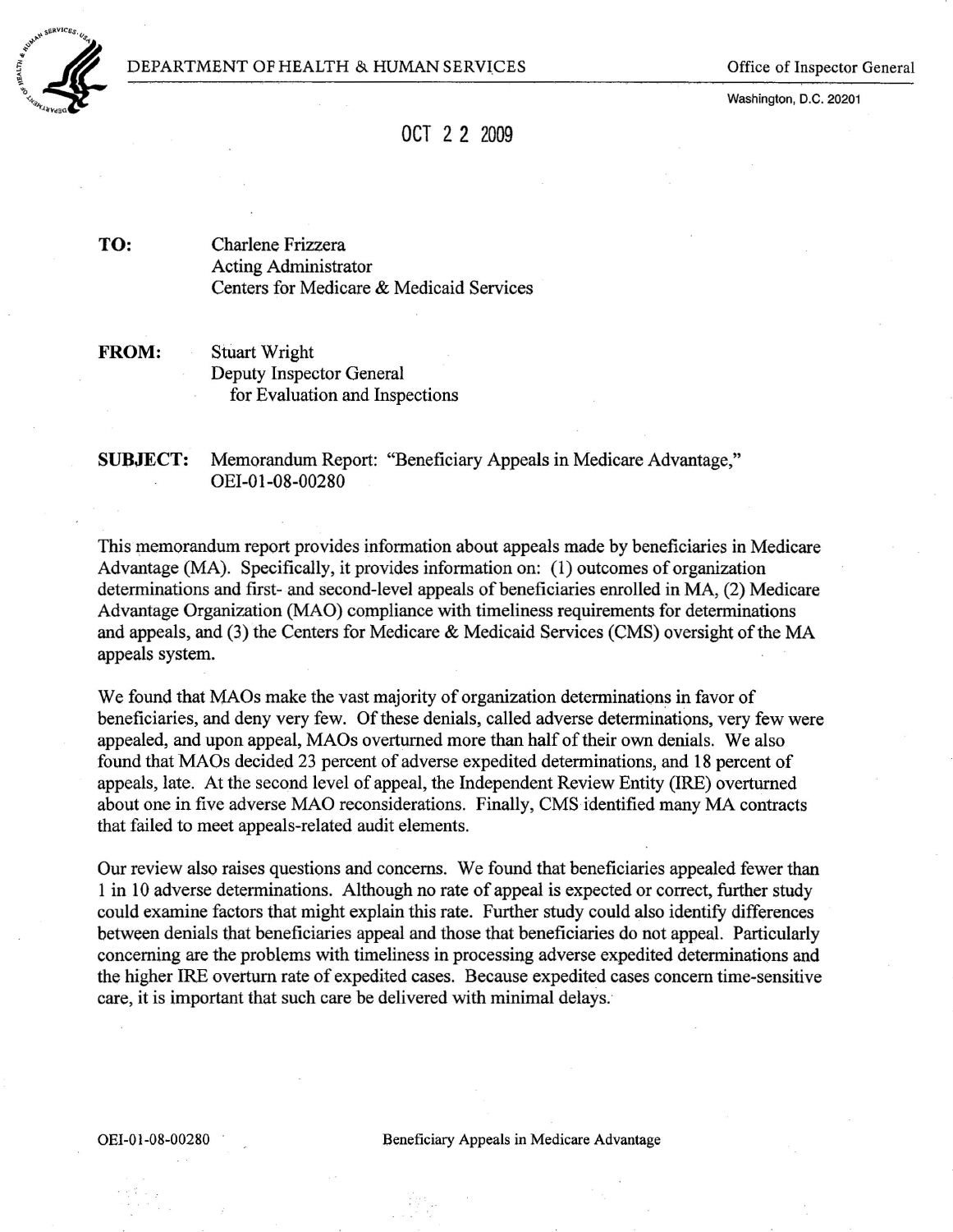DEPARTMENT OF HEALTH & HUMAN SERVICES

Office of Inspector General

Washington, D.C. 20201

OCT 2 2 2009

**TO:** Charlene Frizzera
Acting Administrator
Centers for Medicare & Medicaid Services

**FROM:** Stuart Wright
Deputy Inspector General
for Evaluation and Inspections

**SUBJECT:** Memorandum Report: "Beneficiary Appeals in Medicare Advantage," OEI-01-08-00280

This memorandum report provides information about appeals made by beneficiaries in Medicare Advantage (MA). Specifically, it provides information on: (1) outcomes of organization determinations and first- and second-level appeals of beneficiaries enrolled in MA, (2) Medicare Advantage Organization (MAO) compliance with timeliness requirements for determinations and appeals, and (3) the Centers for Medicare & Medicaid Services (CMS) oversight of the MA appeals system.

We found that MAOs make the vast majority of organization determinations in favor of beneficiaries, and deny very few. Of these denials, called adverse determinations, very few were appealed, and upon appeal, MAOs overturned more than half of their own denials. We also found that MAOs decided 23 percent of adverse expedited determinations, and 18 percent of appeals, late. At the second level of appeal, the Independent Review Entity (IRE) overturned about one in five adverse MAO reconsiderations. Finally, CMS identified many MA contracts that failed to meet appeals-related audit elements.

Our review also raises questions and concerns. We found that beneficiaries appealed fewer than 1 in 10 adverse determinations. Although no rate of appeal is expected or correct, further study could examine factors that might explain this rate. Further study could also identify differences between denials that beneficiaries appeal and those that beneficiaries do not appeal. Particularly concerning are the problems with timeliness in processing adverse expedited determinations and the higher IRE overturn rate of expedited cases. Because expedited cases concern time-sensitive care, it is important that such care be delivered with minimal delays.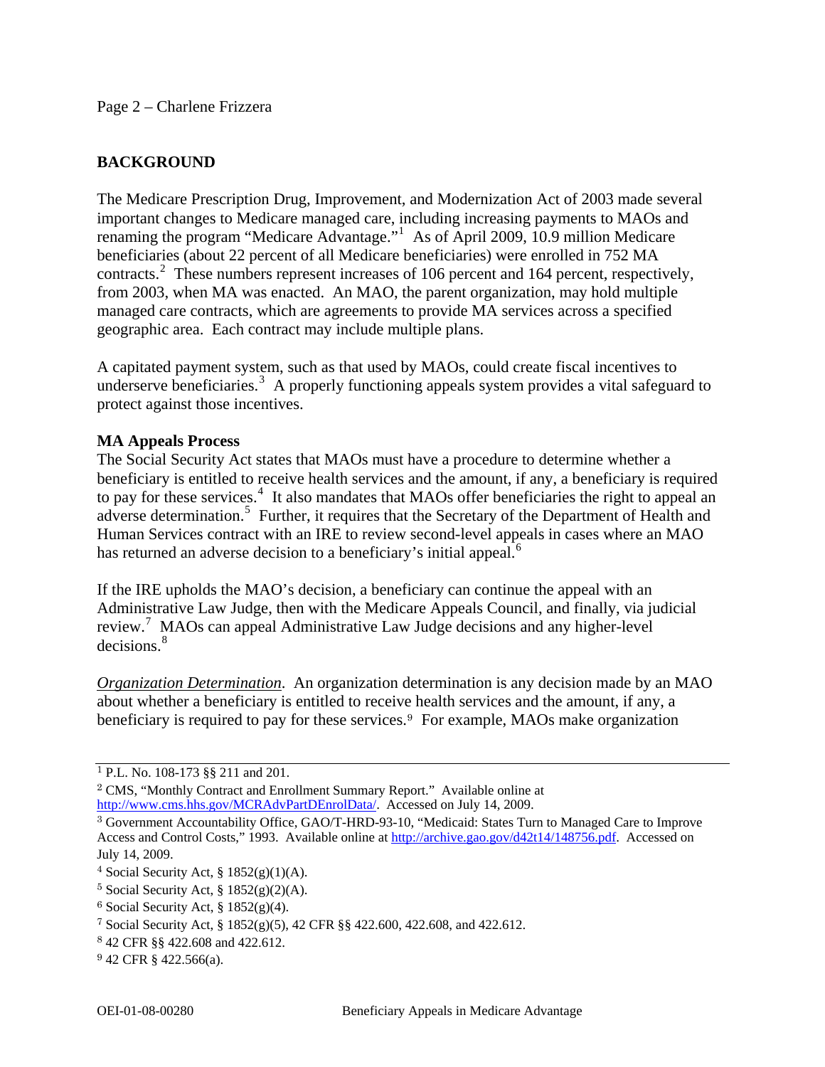## BACKGROUND

The Medicare Prescription Drug, Improvement, and Modernization Act of 2003 made several important changes to Medicare managed care, including increasing payments to MAOs and renaming the program "Medicare Advantage."[1] As of April 2009, 10.9 million Medicare beneficiaries (about 22 percent of all Medicare beneficiaries) were enrolled in 752 MA contracts.[2] These numbers represent increases of 106 percent and 164 percent, respectively, from 2003, when MA was enacted. An MAO, the parent organization, may hold multiple managed care contracts, which are agreements to provide MA services across a specified geographic area. Each contract may include multiple plans.

A capitated payment system, such as that used by MAOs, could create fiscal incentives to underserve beneficiaries.[3] A properly functioning appeals system provides a vital safeguard to protect against those incentives.

### MA Appeals Process

The Social Security Act states that MAOs must have a procedure to determine whether a beneficiary is entitled to receive health services and the amount, if any, a beneficiary is required to pay for these services.[4] It also mandates that MAOs offer beneficiaries the right to appeal an adverse determination.[5] Further, it requires that the Secretary of the Department of Health and Human Services contract with an IRE to review second-level appeals in cases where an MAO has returned an adverse decision to a beneficiary's initial appeal.[6]

If the IRE upholds the MAO's decision, a beneficiary can continue the appeal with an Administrative Law Judge, then with the Medicare Appeals Council, and finally, via judicial review.[7] MAOs can appeal Administrative Law Judge decisions and any higher-level decisions.[8]

*Organization Determination*. An organization determination is any decision made by an MAO about whether a beneficiary is entitled to receive health services and the amount, if any, a beneficiary is required to pay for these services.[9] For example, MAOs make organization

---

[1] P.L. No. 108-173 §§ 211 and 201.

[2] CMS, "Monthly Contract and Enrollment Summary Report." Available online at http://www.cms.hhs.gov/MCRAdvPartDEnrolData/. Accessed on July 14, 2009.

[3] Government Accountability Office, GAO/T-HRD-93-10, "Medicaid: States Turn to Managed Care to Improve Access and Control Costs," 1993. Available online at http://archive.gao.gov/d42t14/148756.pdf. Accessed on July 14, 2009.

[4] Social Security Act, § 1852(g)(1)(A).

[5] Social Security Act, § 1852(g)(2)(A).

[6] Social Security Act, § 1852(g)(4).

[7] Social Security Act, § 1852(g)(5), 42 CFR §§ 422.600, 422.608, and 422.612.

[8] 42 CFR §§ 422.608 and 422.612.

[9] 42 CFR § 422.566(a).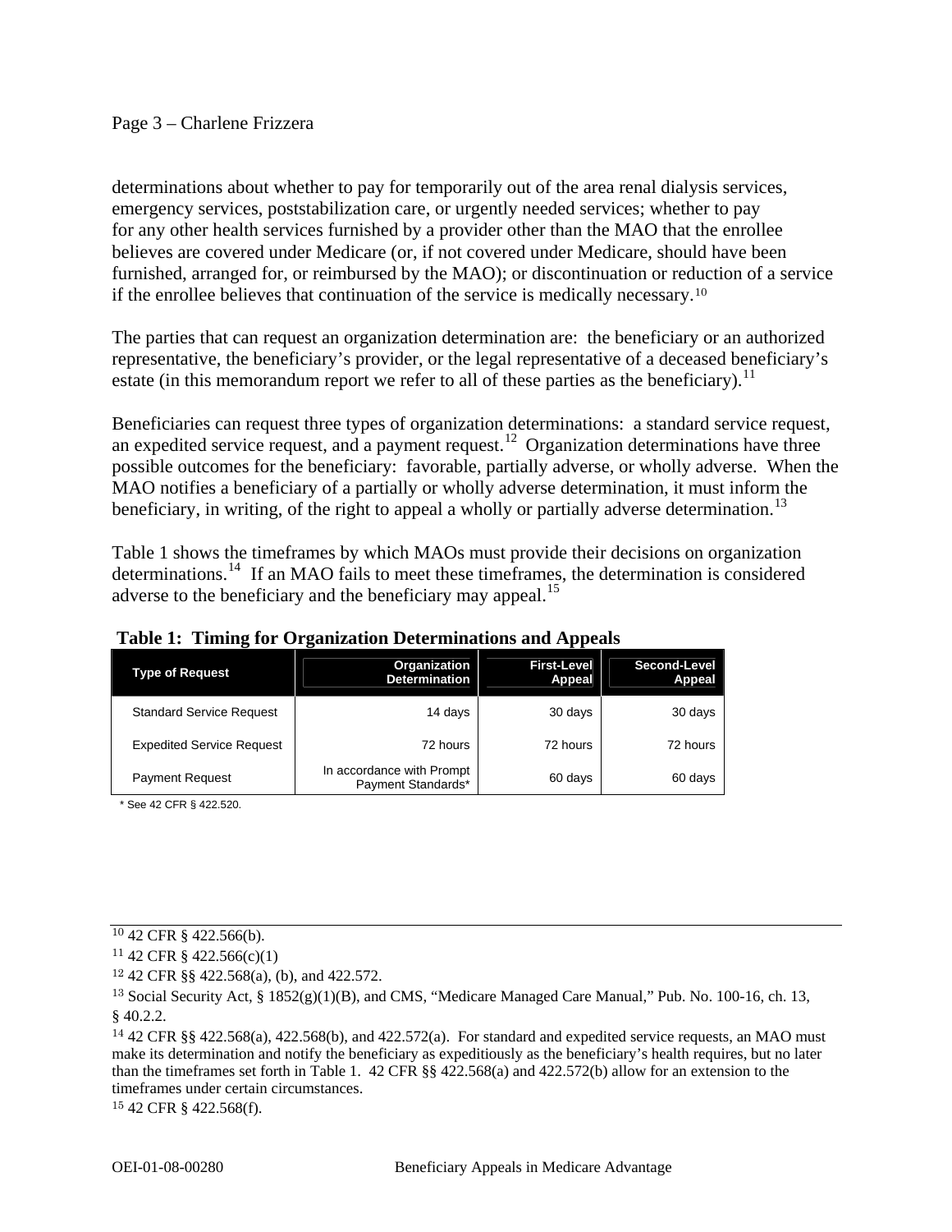determinations about whether to pay for temporarily out of the area renal dialysis services, emergency services, poststabilization care, or urgently needed services; whether to pay for any other health services furnished by a provider other than the MAO that the enrollee believes are covered under Medicare (or, if not covered under Medicare, should have been furnished, arranged for, or reimbursed by the MAO); or discontinuation or reduction of a service if the enrollee believes that continuation of the service is medically necessary.[10]

The parties that can request an organization determination are: the beneficiary or an authorized representative, the beneficiary's provider, or the legal representative of a deceased beneficiary's estate (in this memorandum report we refer to all of these parties as the beneficiary).[11]

Beneficiaries can request three types of organization determinations: a standard service request, an expedited service request, and a payment request.[12] Organization determinations have three possible outcomes for the beneficiary: favorable, partially adverse, or wholly adverse. When the MAO notifies a beneficiary of a partially or wholly adverse determination, it must inform the beneficiary, in writing, of the right to appeal a wholly or partially adverse determination.[13]

Table 1 shows the timeframes by which MAOs must provide their decisions on organization determinations.[14] If an MAO fails to meet these timeframes, the determination is considered adverse to the beneficiary and the beneficiary may appeal.[15]

**Table 1: Timing for Organization Determinations and Appeals**

| Type of Request | Organization Determination | First-Level Appeal | Second-Level Appeal |
|---|---|---|---|
| Standard Service Request | 14 days | 30 days | 30 days |
| Expedited Service Request | 72 hours | 72 hours | 72 hours |
| Payment Request | In accordance with Prompt Payment Standards* | 60 days | 60 days |

\* See 42 CFR § 422.520.

---

[10] 42 CFR § 422.566(b).

[11] 42 CFR § 422.566(c)(1)

[12] 42 CFR §§ 422.568(a), (b), and 422.572.

[13] Social Security Act, § 1852(g)(1)(B), and CMS, "Medicare Managed Care Manual," Pub. No. 100-16, ch. 13, § 40.2.2.

[14] 42 CFR §§ 422.568(a), 422.568(b), and 422.572(a). For standard and expedited service requests, an MAO must make its determination and notify the beneficiary as expeditiously as the beneficiary's health requires, but no later than the timeframes set forth in Table 1. 42 CFR §§ 422.568(a) and 422.572(b) allow for an extension to the timeframes under certain circumstances.

[15] 42 CFR § 422.568(f).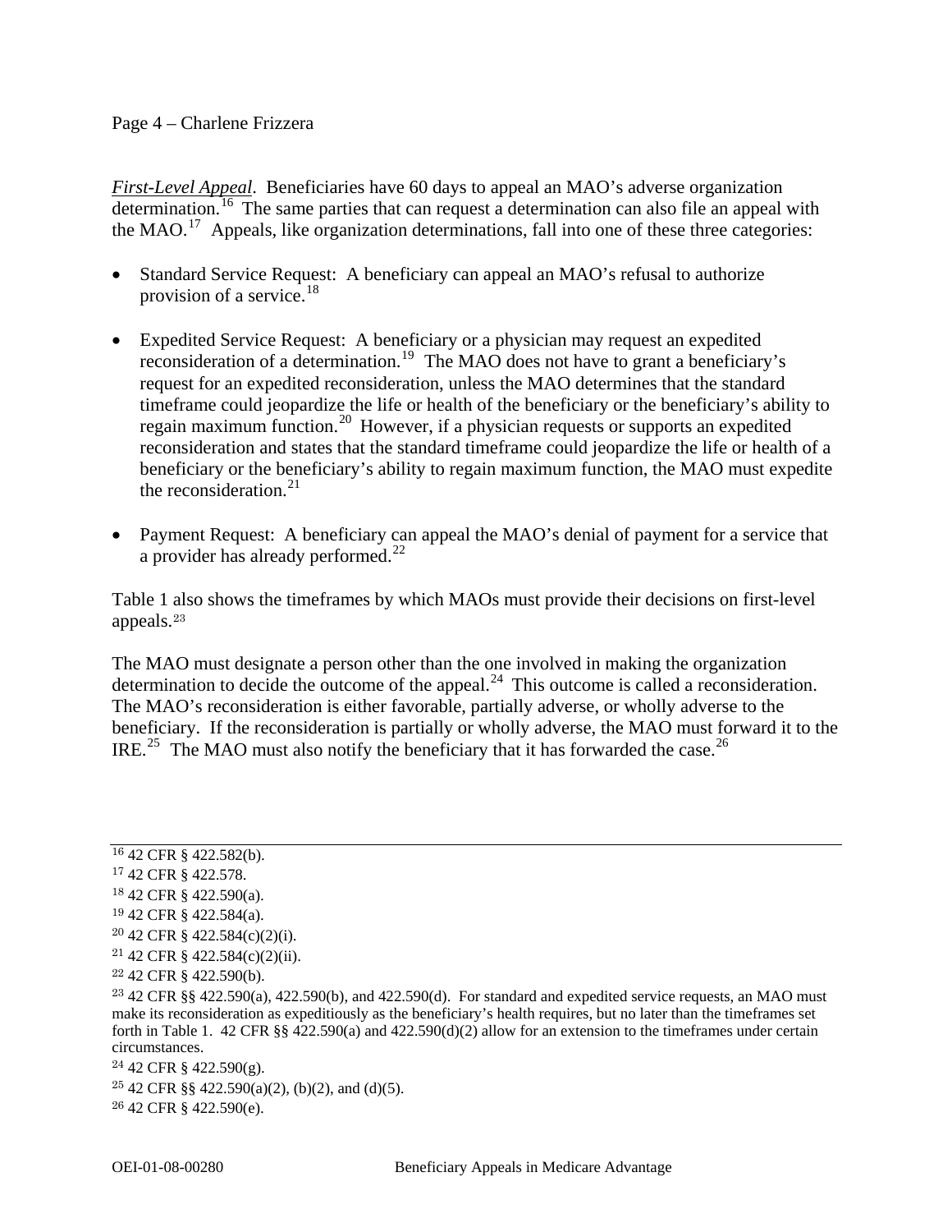*First-Level Appeal*. Beneficiaries have 60 days to appeal an MAO's adverse organization determination.[16] The same parties that can request a determination can also file an appeal with the MAO.[17] Appeals, like organization determinations, fall into one of these three categories:

- Standard Service Request: A beneficiary can appeal an MAO's refusal to authorize provision of a service.[18]
- Expedited Service Request: A beneficiary or a physician may request an expedited reconsideration of a determination.[19] The MAO does not have to grant a beneficiary's request for an expedited reconsideration, unless the MAO determines that the standard timeframe could jeopardize the life or health of the beneficiary or the beneficiary's ability to regain maximum function.[20] However, if a physician requests or supports an expedited reconsideration and states that the standard timeframe could jeopardize the life or health of a beneficiary or the beneficiary's ability to regain maximum function, the MAO must expedite the reconsideration.[21]
- Payment Request: A beneficiary can appeal the MAO's denial of payment for a service that a provider has already performed.[22]

Table 1 also shows the timeframes by which MAOs must provide their decisions on first-level appeals.[23]

The MAO must designate a person other than the one involved in making the organization determination to decide the outcome of the appeal.[24] This outcome is called a reconsideration. The MAO's reconsideration is either favorable, partially adverse, or wholly adverse to the beneficiary. If the reconsideration is partially or wholly adverse, the MAO must forward it to the IRE.[25] The MAO must also notify the beneficiary that it has forwarded the case.[26]

---

[16] 42 CFR § 422.582(b).

[17] 42 CFR § 422.578.

[18] 42 CFR § 422.590(a).

[19] 42 CFR § 422.584(a).

[20] 42 CFR § 422.584(c)(2)(i).

[21] 42 CFR § 422.584(c)(2)(ii).

[22] 42 CFR § 422.590(b).

[23] 42 CFR §§ 422.590(a), 422.590(b), and 422.590(d). For standard and expedited service requests, an MAO must make its reconsideration as expeditiously as the beneficiary's health requires, but no later than the timeframes set forth in Table 1. 42 CFR §§ 422.590(a) and 422.590(d)(2) allow for an extension to the timeframes under certain circumstances.

[24] 42 CFR § 422.590(g).

[25] 42 CFR §§ 422.590(a)(2), (b)(2), and (d)(5).

[26] 42 CFR § 422.590(e).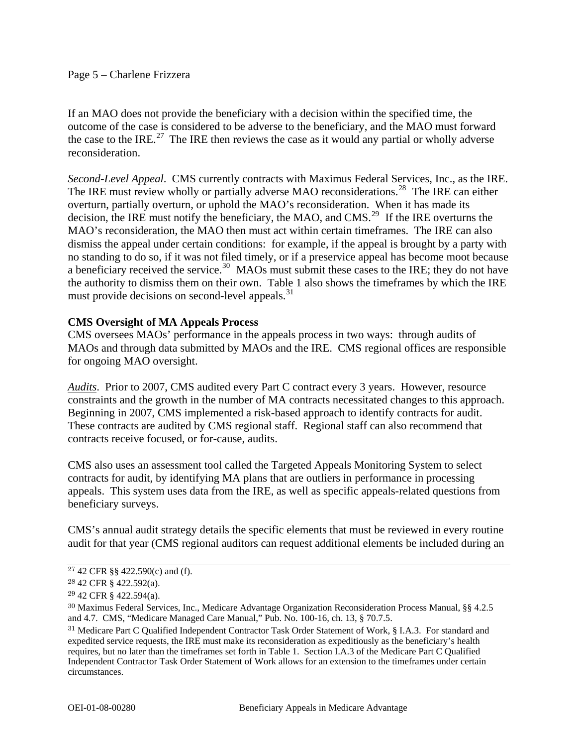If an MAO does not provide the beneficiary with a decision within the specified time, the outcome of the case is considered to be adverse to the beneficiary, and the MAO must forward the case to the IRE.[27] The IRE then reviews the case as it would any partial or wholly adverse reconsideration.

*__Second-Level Appeal__*. CMS currently contracts with Maximus Federal Services, Inc., as the IRE. The IRE must review wholly or partially adverse MAO reconsiderations.[28] The IRE can either overturn, partially overturn, or uphold the MAO's reconsideration. When it has made its decision, the IRE must notify the beneficiary, the MAO, and CMS.[29] If the IRE overturns the MAO's reconsideration, the MAO then must act within certain timeframes. The IRE can also dismiss the appeal under certain conditions: for example, if the appeal is brought by a party with no standing to do so, if it was not filed timely, or if a preservice appeal has become moot because a beneficiary received the service.[30] MAOs must submit these cases to the IRE; they do not have the authority to dismiss them on their own. Table 1 also shows the timeframes by which the IRE must provide decisions on second-level appeals.[31]

**CMS Oversight of MA Appeals Process**

CMS oversees MAOs' performance in the appeals process in two ways: through audits of MAOs and through data submitted by MAOs and the IRE. CMS regional offices are responsible for ongoing MAO oversight.

*__Audits__*. Prior to 2007, CMS audited every Part C contract every 3 years. However, resource constraints and the growth in the number of MA contracts necessitated changes to this approach. Beginning in 2007, CMS implemented a risk-based approach to identify contracts for audit. These contracts are audited by CMS regional staff. Regional staff can also recommend that contracts receive focused, or for-cause, audits.

CMS also uses an assessment tool called the Targeted Appeals Monitoring System to select contracts for audit, by identifying MA plans that are outliers in performance in processing appeals. This system uses data from the IRE, as well as specific appeals-related questions from beneficiary surveys.

CMS's annual audit strategy details the specific elements that must be reviewed in every routine audit for that year (CMS regional auditors can request additional elements be included during an

---

[27] 42 CFR §§ 422.590(c) and (f).

[28] 42 CFR § 422.592(a).

[29] 42 CFR § 422.594(a).

[30] Maximus Federal Services, Inc., Medicare Advantage Organization Reconsideration Process Manual, §§ 4.2.5 and 4.7. CMS, "Medicare Managed Care Manual," Pub. No. 100-16, ch. 13, § 70.7.5.

[31] Medicare Part C Qualified Independent Contractor Task Order Statement of Work, § I.A.3. For standard and expedited service requests, the IRE must make its reconsideration as expeditiously as the beneficiary's health requires, but no later than the timeframes set forth in Table 1. Section I.A.3 of the Medicare Part C Qualified Independent Contractor Task Order Statement of Work allows for an extension to the timeframes under certain circumstances.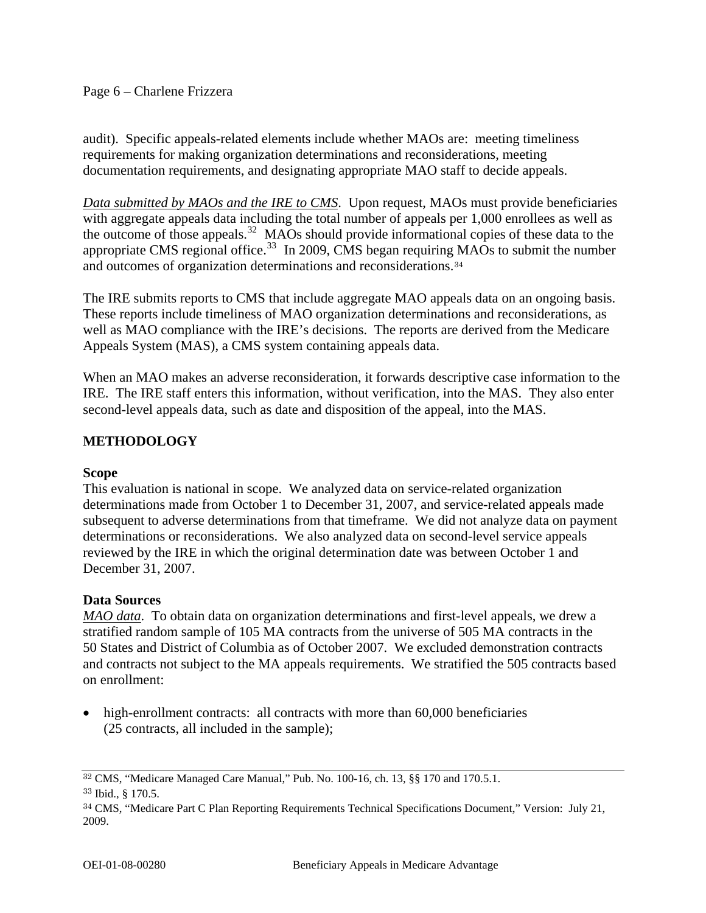audit). Specific appeals-related elements include whether MAOs are: meeting timeliness requirements for making organization determinations and reconsiderations, meeting documentation requirements, and designating appropriate MAO staff to decide appeals.

_Data submitted by MAOs and the IRE to CMS_. Upon request, MAOs must provide beneficiaries with aggregate appeals data including the total number of appeals per 1,000 enrollees as well as the outcome of those appeals.[32] MAOs should provide informational copies of these data to the appropriate CMS regional office.[33] In 2009, CMS began requiring MAOs to submit the number and outcomes of organization determinations and reconsiderations.[34]

The IRE submits reports to CMS that include aggregate MAO appeals data on an ongoing basis. These reports include timeliness of MAO organization determinations and reconsiderations, as well as MAO compliance with the IRE's decisions. The reports are derived from the Medicare Appeals System (MAS), a CMS system containing appeals data.

When an MAO makes an adverse reconsideration, it forwards descriptive case information to the IRE. The IRE staff enters this information, without verification, into the MAS. They also enter second-level appeals data, such as date and disposition of the appeal, into the MAS.

## METHODOLOGY

### Scope

This evaluation is national in scope. We analyzed data on service-related organization determinations made from October 1 to December 31, 2007, and service-related appeals made subsequent to adverse determinations from that timeframe. We did not analyze data on payment determinations or reconsiderations. We also analyzed data on second-level service appeals reviewed by the IRE in which the original determination date was between October 1 and December 31, 2007.

### Data Sources

_MAO data_. To obtain data on organization determinations and first-level appeals, we drew a stratified random sample of 105 MA contracts from the universe of 505 MA contracts in the 50 States and District of Columbia as of October 2007. We excluded demonstration contracts and contracts not subject to the MA appeals requirements. We stratified the 505 contracts based on enrollment:

- high-enrollment contracts: all contracts with more than 60,000 beneficiaries (25 contracts, all included in the sample);

---

[32] CMS, "Medicare Managed Care Manual," Pub. No. 100-16, ch. 13, §§ 170 and 170.5.1.

[33] Ibid., § 170.5.

[34] CMS, "Medicare Part C Plan Reporting Requirements Technical Specifications Document," Version: July 21, 2009.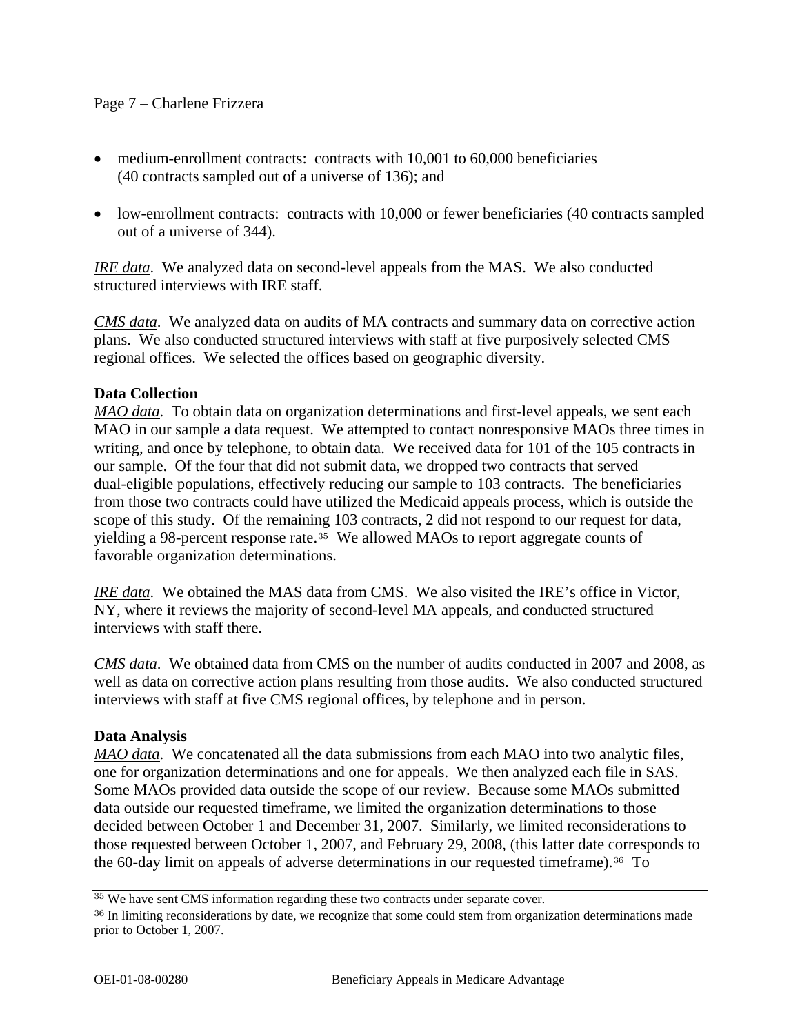- medium-enrollment contracts: contracts with 10,001 to 60,000 beneficiaries (40 contracts sampled out of a universe of 136); and
- low-enrollment contracts: contracts with 10,000 or fewer beneficiaries (40 contracts sampled out of a universe of 344).

*IRE data*. We analyzed data on second-level appeals from the MAS. We also conducted structured interviews with IRE staff.

*CMS data*. We analyzed data on audits of MA contracts and summary data on corrective action plans. We also conducted structured interviews with staff at five purposively selected CMS regional offices. We selected the offices based on geographic diversity.

**Data Collection**

*MAO data*. To obtain data on organization determinations and first-level appeals, we sent each MAO in our sample a data request. We attempted to contact nonresponsive MAOs three times in writing, and once by telephone, to obtain data. We received data for 101 of the 105 contracts in our sample. Of the four that did not submit data, we dropped two contracts that served dual-eligible populations, effectively reducing our sample to 103 contracts. The beneficiaries from those two contracts could have utilized the Medicaid appeals process, which is outside the scope of this study. Of the remaining 103 contracts, 2 did not respond to our request for data, yielding a 98-percent response rate.[35] We allowed MAOs to report aggregate counts of favorable organization determinations.

*IRE data*. We obtained the MAS data from CMS. We also visited the IRE's office in Victor, NY, where it reviews the majority of second-level MA appeals, and conducted structured interviews with staff there.

*CMS data*. We obtained data from CMS on the number of audits conducted in 2007 and 2008, as well as data on corrective action plans resulting from those audits. We also conducted structured interviews with staff at five CMS regional offices, by telephone and in person.

**Data Analysis**

*MAO data*. We concatenated all the data submissions from each MAO into two analytic files, one for organization determinations and one for appeals. We then analyzed each file in SAS. Some MAOs provided data outside the scope of our review. Because some MAOs submitted data outside our requested timeframe, we limited the organization determinations to those decided between October 1 and December 31, 2007. Similarly, we limited reconsiderations to those requested between October 1, 2007, and February 29, 2008, (this latter date corresponds to the 60-day limit on appeals of adverse determinations in our requested timeframe).[36] To

---

[35] We have sent CMS information regarding these two contracts under separate cover.

[36] In limiting reconsiderations by date, we recognize that some could stem from organization determinations made prior to October 1, 2007.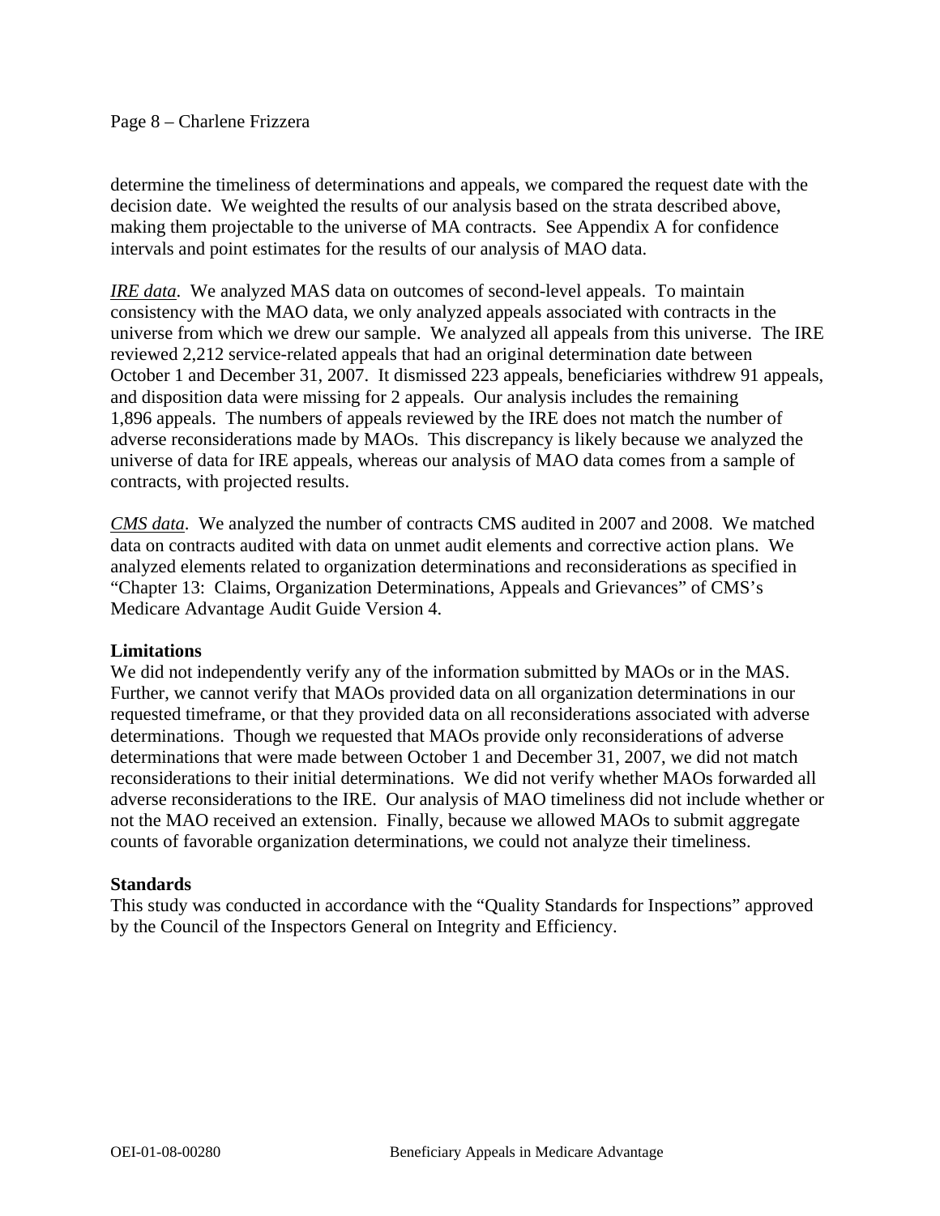determine the timeliness of determinations and appeals, we compared the request date with the decision date. We weighted the results of our analysis based on the strata described above, making them projectable to the universe of MA contracts. See Appendix A for confidence intervals and point estimates for the results of our analysis of MAO data.

*IRE data*. We analyzed MAS data on outcomes of second-level appeals. To maintain consistency with the MAO data, we only analyzed appeals associated with contracts in the universe from which we drew our sample. We analyzed all appeals from this universe. The IRE reviewed 2,212 service-related appeals that had an original determination date between October 1 and December 31, 2007. It dismissed 223 appeals, beneficiaries withdrew 91 appeals, and disposition data were missing for 2 appeals. Our analysis includes the remaining 1,896 appeals. The numbers of appeals reviewed by the IRE does not match the number of adverse reconsiderations made by MAOs. This discrepancy is likely because we analyzed the universe of data for IRE appeals, whereas our analysis of MAO data comes from a sample of contracts, with projected results.

*CMS data*. We analyzed the number of contracts CMS audited in 2007 and 2008. We matched data on contracts audited with data on unmet audit elements and corrective action plans. We analyzed elements related to organization determinations and reconsiderations as specified in "Chapter 13: Claims, Organization Determinations, Appeals and Grievances" of CMS's Medicare Advantage Audit Guide Version 4.

**Limitations**

We did not independently verify any of the information submitted by MAOs or in the MAS. Further, we cannot verify that MAOs provided data on all organization determinations in our requested timeframe, or that they provided data on all reconsiderations associated with adverse determinations. Though we requested that MAOs provide only reconsiderations of adverse determinations that were made between October 1 and December 31, 2007, we did not match reconsiderations to their initial determinations. We did not verify whether MAOs forwarded all adverse reconsiderations to the IRE. Our analysis of MAO timeliness did not include whether or not the MAO received an extension. Finally, because we allowed MAOs to submit aggregate counts of favorable organization determinations, we could not analyze their timeliness.

**Standards**

This study was conducted in accordance with the "Quality Standards for Inspections" approved by the Council of the Inspectors General on Integrity and Efficiency.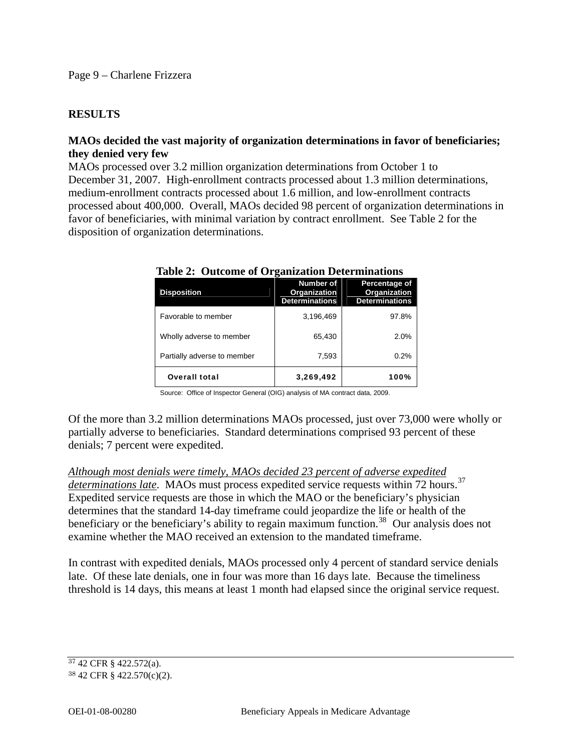## RESULTS

### MAOs decided the vast majority of organization determinations in favor of beneficiaries; they denied very few

MAOs processed over 3.2 million organization determinations from October 1 to December 31, 2007. High-enrollment contracts processed about 1.3 million determinations, medium-enrollment contracts processed about 1.6 million, and low-enrollment contracts processed about 400,000. Overall, MAOs decided 98 percent of organization determinations in favor of beneficiaries, with minimal variation by contract enrollment. See Table 2 for the disposition of organization determinations.

**Table 2: Outcome of Organization Determinations**

| Disposition | Number of Organization Determinations | Percentage of Organization Determinations |
|---|---|---|
| Favorable to member | 3,196,469 | 97.8% |
| Wholly adverse to member | 65,430 | 2.0% |
| Partially adverse to member | 7,593 | 0.2% |
| **Overall total** | **3,269,492** | **100%** |

Source: Office of Inspector General (OIG) analysis of MA contract data, 2009.

Of the more than 3.2 million determinations MAOs processed, just over 73,000 were wholly or partially adverse to beneficiaries. Standard determinations comprised 93 percent of these denials; 7 percent were expedited.

*Although most denials were timely, MAOs decided 23 percent of adverse expedited determinations late*. MAOs must process expedited service requests within 72 hours.[37] Expedited service requests are those in which the MAO or the beneficiary's physician determines that the standard 14-day timeframe could jeopardize the life or health of the beneficiary or the beneficiary's ability to regain maximum function.[38] Our analysis does not examine whether the MAO received an extension to the mandated timeframe.

In contrast with expedited denials, MAOs processed only 4 percent of standard service denials late. Of these late denials, one in four was more than 16 days late. Because the timeliness threshold is 14 days, this means at least 1 month had elapsed since the original service request.

[37] 42 CFR § 422.572(a).

[38] 42 CFR § 422.570(c)(2).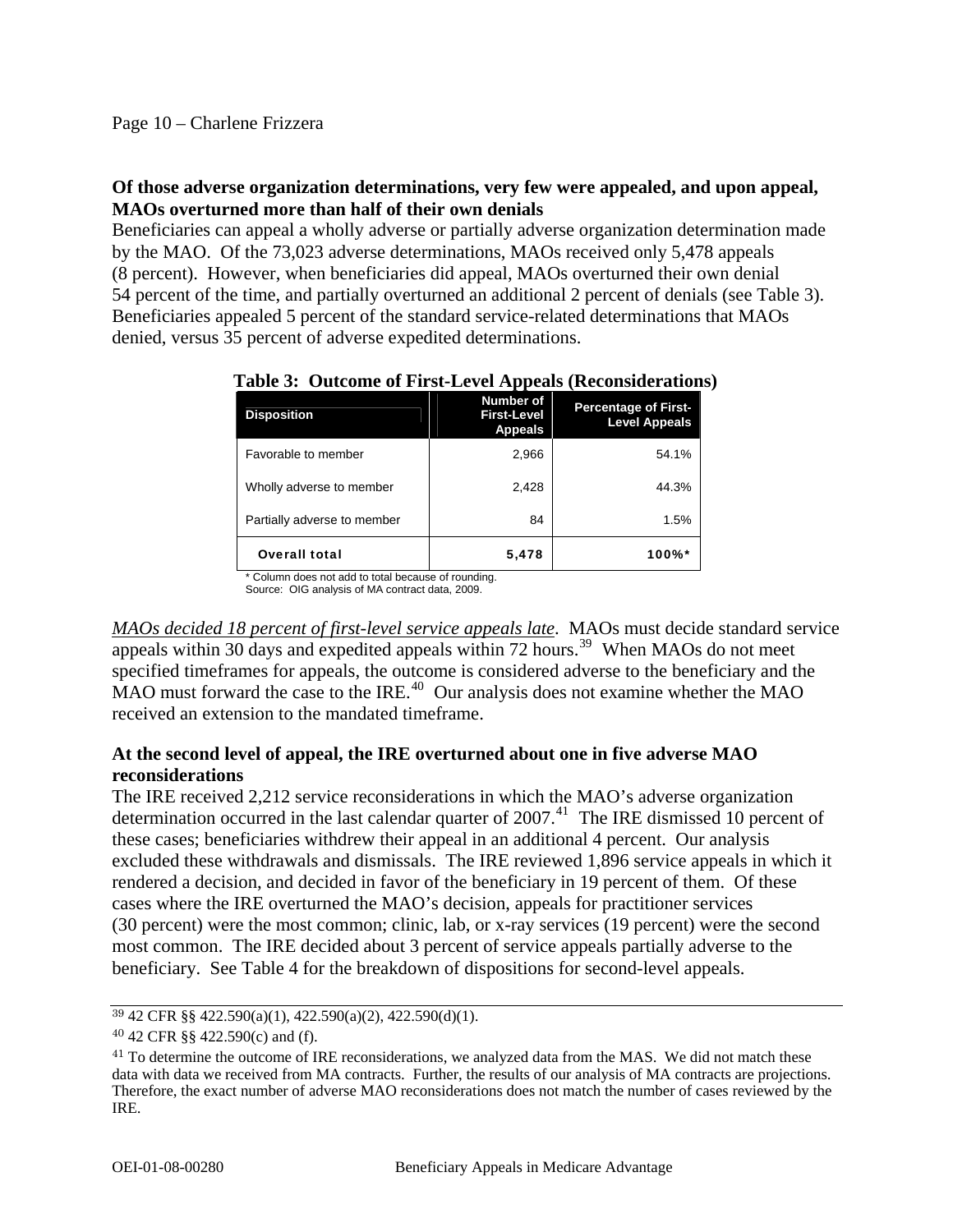**Of those adverse organization determinations, very few were appealed, and upon appeal, MAOs overturned more than half of their own denials**

Beneficiaries can appeal a wholly adverse or partially adverse organization determination made by the MAO. Of the 73,023 adverse determinations, MAOs received only 5,478 appeals (8 percent). However, when beneficiaries did appeal, MAOs overturned their own denial 54 percent of the time, and partially overturned an additional 2 percent of denials (see Table 3). Beneficiaries appealed 5 percent of the standard service-related determinations that MAOs denied, versus 35 percent of adverse expedited determinations.

**Table 3: Outcome of First-Level Appeals (Reconsiderations)**

| Disposition | Number of First-Level Appeals | Percentage of First-Level Appeals |
|---|---|---|
| Favorable to member | 2,966 | 54.1% |
| Wholly adverse to member | 2,428 | 44.3% |
| Partially adverse to member | 84 | 1.5% |
| **Overall total** | **5,478** | **100%*** |

\* Column does not add to total because of rounding.
Source: OIG analysis of MA contract data, 2009.

*MAOs decided 18 percent of first-level service appeals late*. MAOs must decide standard service appeals within 30 days and expedited appeals within 72 hours.[39] When MAOs do not meet specified timeframes for appeals, the outcome is considered adverse to the beneficiary and the MAO must forward the case to the IRE.[40] Our analysis does not examine whether the MAO received an extension to the mandated timeframe.

**At the second level of appeal, the IRE overturned about one in five adverse MAO reconsiderations**

The IRE received 2,212 service reconsiderations in which the MAO's adverse organization determination occurred in the last calendar quarter of 2007.[41] The IRE dismissed 10 percent of these cases; beneficiaries withdrew their appeal in an additional 4 percent. Our analysis excluded these withdrawals and dismissals. The IRE reviewed 1,896 service appeals in which it rendered a decision, and decided in favor of the beneficiary in 19 percent of them. Of these cases where the IRE overturned the MAO's decision, appeals for practitioner services (30 percent) were the most common; clinic, lab, or x-ray services (19 percent) were the second most common. The IRE decided about 3 percent of service appeals partially adverse to the beneficiary. See Table 4 for the breakdown of dispositions for second-level appeals.

---

[39] 42 CFR §§ 422.590(a)(1), 422.590(a)(2), 422.590(d)(1).

[40] 42 CFR §§ 422.590(c) and (f).

[41] To determine the outcome of IRE reconsiderations, we analyzed data from the MAS. We did not match these data with data we received from MA contracts. Further, the results of our analysis of MA contracts are projections. Therefore, the exact number of adverse MAO reconsiderations does not match the number of cases reviewed by the IRE.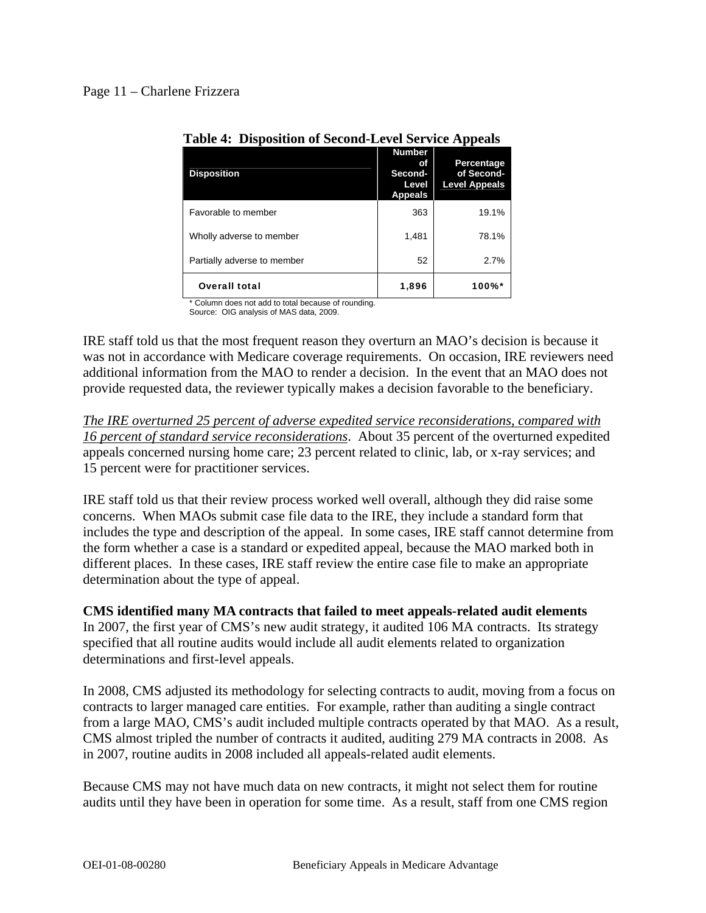**Table 4: Disposition of Second-Level Service Appeals**

| Disposition | Number of Second-Level Appeals | Percentage of Second-Level Appeals |
|---|---|---|
| Favorable to member | 363 | 19.1% |
| Wholly adverse to member | 1,481 | 78.1% |
| Partially adverse to member | 52 | 2.7% |
| **Overall total** | **1,896** | **100%*** |

* Column does not add to total because of rounding.
Source: OIG analysis of MAS data, 2009.

IRE staff told us that the most frequent reason they overturn an MAO's decision is because it was not in accordance with Medicare coverage requirements. On occasion, IRE reviewers need additional information from the MAO to render a decision. In the event that an MAO does not provide requested data, the reviewer typically makes a decision favorable to the beneficiary.

*The IRE overturned 25 percent of adverse expedited service reconsiderations, compared with 16 percent of standard service reconsiderations*. About 35 percent of the overturned expedited appeals concerned nursing home care; 23 percent related to clinic, lab, or x-ray services; and 15 percent were for practitioner services.

IRE staff told us that their review process worked well overall, although they did raise some concerns. When MAOs submit case file data to the IRE, they include a standard form that includes the type and description of the appeal. In some cases, IRE staff cannot determine from the form whether a case is a standard or expedited appeal, because the MAO marked both in different places. In these cases, IRE staff review the entire case file to make an appropriate determination about the type of appeal.

**CMS identified many MA contracts that failed to meet appeals-related audit elements**

In 2007, the first year of CMS's new audit strategy, it audited 106 MA contracts. Its strategy specified that all routine audits would include all audit elements related to organization determinations and first-level appeals.

In 2008, CMS adjusted its methodology for selecting contracts to audit, moving from a focus on contracts to larger managed care entities. For example, rather than auditing a single contract from a large MAO, CMS's audit included multiple contracts operated by that MAO. As a result, CMS almost tripled the number of contracts it audited, auditing 279 MA contracts in 2008. As in 2007, routine audits in 2008 included all appeals-related audit elements.

Because CMS may not have much data on new contracts, it might not select them for routine audits until they have been in operation for some time. As a result, staff from one CMS region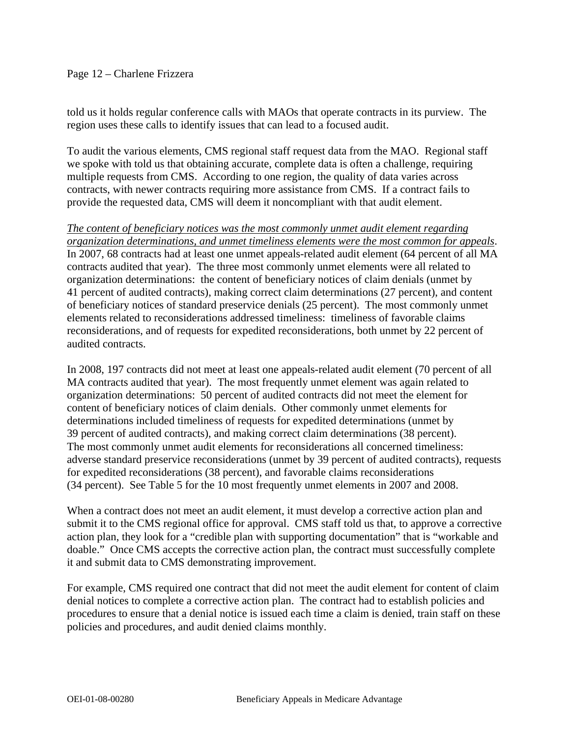told us it holds regular conference calls with MAOs that operate contracts in its purview. The region uses these calls to identify issues that can lead to a focused audit.

To audit the various elements, CMS regional staff request data from the MAO. Regional staff we spoke with told us that obtaining accurate, complete data is often a challenge, requiring multiple requests from CMS. According to one region, the quality of data varies across contracts, with newer contracts requiring more assistance from CMS. If a contract fails to provide the requested data, CMS will deem it noncompliant with that audit element.

*The content of beneficiary notices was the most commonly unmet audit element regarding organization determinations, and unmet timeliness elements were the most common for appeals*. In 2007, 68 contracts had at least one unmet appeals-related audit element (64 percent of all MA contracts audited that year). The three most commonly unmet elements were all related to organization determinations: the content of beneficiary notices of claim denials (unmet by 41 percent of audited contracts), making correct claim determinations (27 percent), and content of beneficiary notices of standard preservice denials (25 percent). The most commonly unmet elements related to reconsiderations addressed timeliness: timeliness of favorable claims reconsiderations, and of requests for expedited reconsiderations, both unmet by 22 percent of audited contracts.

In 2008, 197 contracts did not meet at least one appeals-related audit element (70 percent of all MA contracts audited that year). The most frequently unmet element was again related to organization determinations: 50 percent of audited contracts did not meet the element for content of beneficiary notices of claim denials. Other commonly unmet elements for determinations included timeliness of requests for expedited determinations (unmet by 39 percent of audited contracts), and making correct claim determinations (38 percent). The most commonly unmet audit elements for reconsiderations all concerned timeliness: adverse standard preservice reconsiderations (unmet by 39 percent of audited contracts), requests for expedited reconsiderations (38 percent), and favorable claims reconsiderations (34 percent). See Table 5 for the 10 most frequently unmet elements in 2007 and 2008.

When a contract does not meet an audit element, it must develop a corrective action plan and submit it to the CMS regional office for approval. CMS staff told us that, to approve a corrective action plan, they look for a "credible plan with supporting documentation" that is "workable and doable." Once CMS accepts the corrective action plan, the contract must successfully complete it and submit data to CMS demonstrating improvement.

For example, CMS required one contract that did not meet the audit element for content of claim denial notices to complete a corrective action plan. The contract had to establish policies and procedures to ensure that a denial notice is issued each time a claim is denied, train staff on these policies and procedures, and audit denied claims monthly.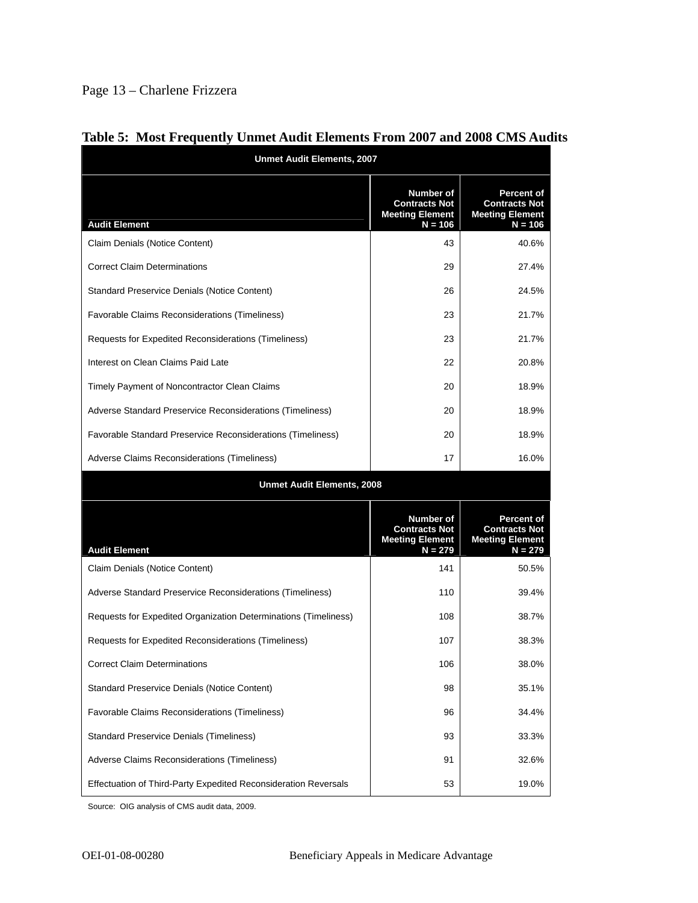**Table 5: Most Frequently Unmet Audit Elements From 2007 and 2008 CMS Audits**

| Unmet Audit Elements, 2007 | | |
|---|---|---|
| **Audit Element** | **Number of Contracts Not Meeting Element N = 106** | **Percent of Contracts Not Meeting Element N = 106** |
| Claim Denials (Notice Content) | 43 | 40.6% |
| Correct Claim Determinations | 29 | 27.4% |
| Standard Preservice Denials (Notice Content) | 26 | 24.5% |
| Favorable Claims Reconsiderations (Timeliness) | 23 | 21.7% |
| Requests for Expedited Reconsiderations (Timeliness) | 23 | 21.7% |
| Interest on Clean Claims Paid Late | 22 | 20.8% |
| Timely Payment of Noncontractor Clean Claims | 20 | 18.9% |
| Adverse Standard Preservice Reconsiderations (Timeliness) | 20 | 18.9% |
| Favorable Standard Preservice Reconsiderations (Timeliness) | 20 | 18.9% |
| Adverse Claims Reconsiderations (Timeliness) | 17 | 16.0% |
| **Unmet Audit Elements, 2008** | | |
| **Audit Element** | **Number of Contracts Not Meeting Element N = 279** | **Percent of Contracts Not Meeting Element N = 279** |
| Claim Denials (Notice Content) | 141 | 50.5% |
| Adverse Standard Preservice Reconsiderations (Timeliness) | 110 | 39.4% |
| Requests for Expedited Organization Determinations (Timeliness) | 108 | 38.7% |
| Requests for Expedited Reconsiderations (Timeliness) | 107 | 38.3% |
| Correct Claim Determinations | 106 | 38.0% |
| Standard Preservice Denials (Notice Content) | 98 | 35.1% |
| Favorable Claims Reconsiderations (Timeliness) | 96 | 34.4% |
| Standard Preservice Denials (Timeliness) | 93 | 33.3% |
| Adverse Claims Reconsiderations (Timeliness) | 91 | 32.6% |
| Effectuation of Third-Party Expedited Reconsideration Reversals | 53 | 19.0% |

Source: OIG analysis of CMS audit data, 2009.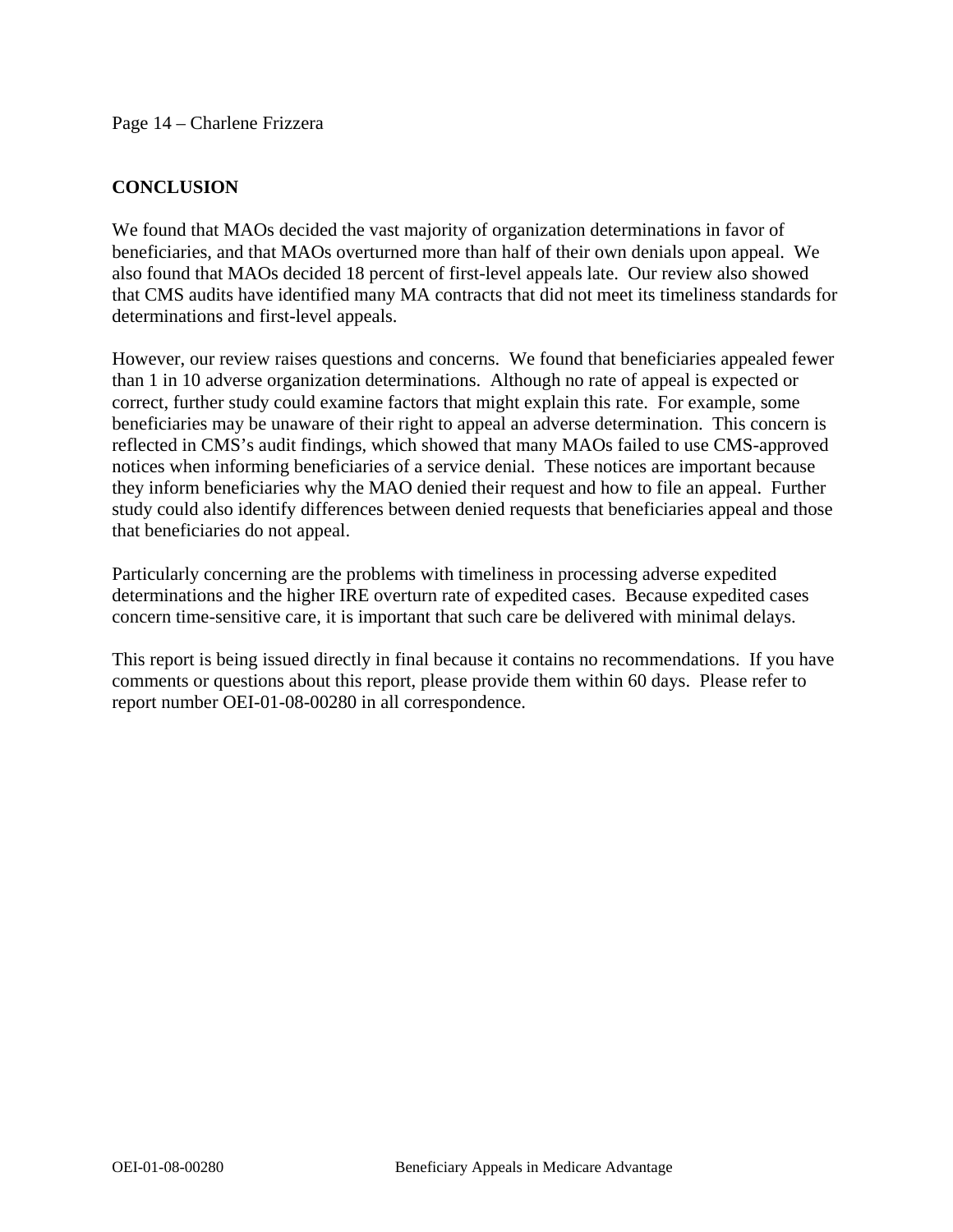## CONCLUSION

We found that MAOs decided the vast majority of organization determinations in favor of beneficiaries, and that MAOs overturned more than half of their own denials upon appeal. We also found that MAOs decided 18 percent of first-level appeals late. Our review also showed that CMS audits have identified many MA contracts that did not meet its timeliness standards for determinations and first-level appeals.

However, our review raises questions and concerns. We found that beneficiaries appealed fewer than 1 in 10 adverse organization determinations. Although no rate of appeal is expected or correct, further study could examine factors that might explain this rate. For example, some beneficiaries may be unaware of their right to appeal an adverse determination. This concern is reflected in CMS's audit findings, which showed that many MAOs failed to use CMS-approved notices when informing beneficiaries of a service denial. These notices are important because they inform beneficiaries why the MAO denied their request and how to file an appeal. Further study could also identify differences between denied requests that beneficiaries appeal and those that beneficiaries do not appeal.

Particularly concerning are the problems with timeliness in processing adverse expedited determinations and the higher IRE overturn rate of expedited cases. Because expedited cases concern time-sensitive care, it is important that such care be delivered with minimal delays.

This report is being issued directly in final because it contains no recommendations. If you have comments or questions about this report, please provide them within 60 days. Please refer to report number OEI-01-08-00280 in all correspondence.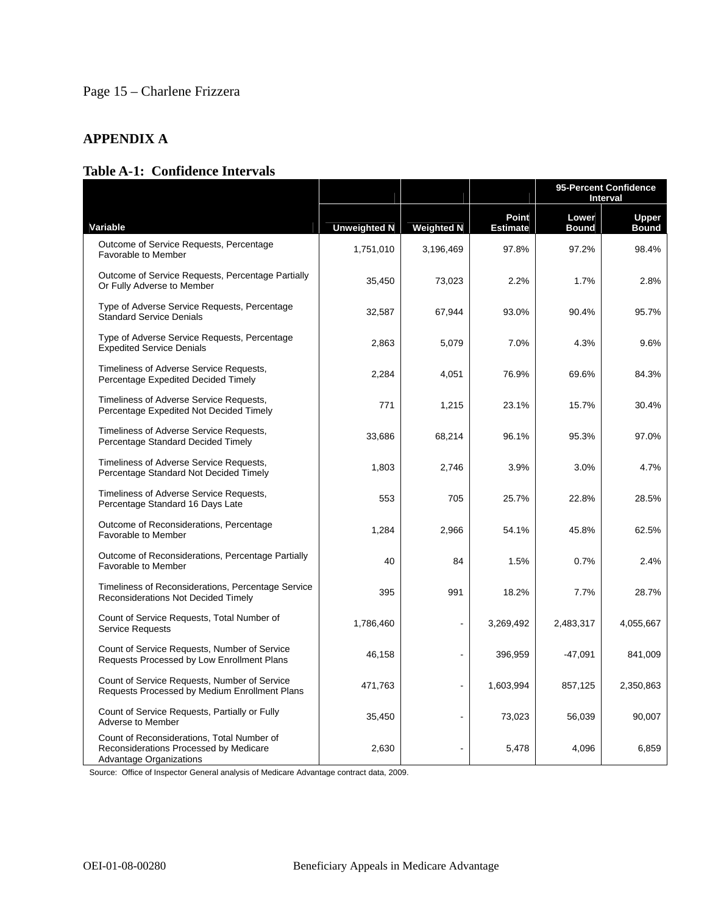Page 15 – Charlene Frizzera

## APPENDIX A

### Table A-1: Confidence Intervals

| Variable | Unweighted N | Weighted N | Point Estimate | 95-Percent Confidence Interval Lower Bound | 95-Percent Confidence Interval Upper Bound |
|---|---|---|---|---|---|
| Outcome of Service Requests, Percentage Favorable to Member | 1,751,010 | 3,196,469 | 97.8% | 97.2% | 98.4% |
| Outcome of Service Requests, Percentage Partially Or Fully Adverse to Member | 35,450 | 73,023 | 2.2% | 1.7% | 2.8% |
| Type of Adverse Service Requests, Percentage Standard Service Denials | 32,587 | 67,944 | 93.0% | 90.4% | 95.7% |
| Type of Adverse Service Requests, Percentage Expedited Service Denials | 2,863 | 5,079 | 7.0% | 4.3% | 9.6% |
| Timeliness of Adverse Service Requests, Percentage Expedited Decided Timely | 2,284 | 4,051 | 76.9% | 69.6% | 84.3% |
| Timeliness of Adverse Service Requests, Percentage Expedited Not Decided Timely | 771 | 1,215 | 23.1% | 15.7% | 30.4% |
| Timeliness of Adverse Service Requests, Percentage Standard Decided Timely | 33,686 | 68,214 | 96.1% | 95.3% | 97.0% |
| Timeliness of Adverse Service Requests, Percentage Standard Not Decided Timely | 1,803 | 2,746 | 3.9% | 3.0% | 4.7% |
| Timeliness of Adverse Service Requests, Percentage Standard 16 Days Late | 553 | 705 | 25.7% | 22.8% | 28.5% |
| Outcome of Reconsiderations, Percentage Favorable to Member | 1,284 | 2,966 | 54.1% | 45.8% | 62.5% |
| Outcome of Reconsiderations, Percentage Partially Favorable to Member | 40 | 84 | 1.5% | 0.7% | 2.4% |
| Timeliness of Reconsiderations, Percentage Service Reconsiderations Not Decided Timely | 395 | 991 | 18.2% | 7.7% | 28.7% |
| Count of Service Requests, Total Number of Service Requests | 1,786,460 | - | 3,269,492 | 2,483,317 | 4,055,667 |
| Count of Service Requests, Number of Service Requests Processed by Low Enrollment Plans | 46,158 | - | 396,959 | -47,091 | 841,009 |
| Count of Service Requests, Number of Service Requests Processed by Medium Enrollment Plans | 471,763 | - | 1,603,994 | 857,125 | 2,350,863 |
| Count of Service Requests, Partially or Fully Adverse to Member | 35,450 | - | 73,023 | 56,039 | 90,007 |
| Count of Reconsiderations, Total Number of Reconsiderations Processed by Medicare Advantage Organizations | 2,630 | - | 5,478 | 4,096 | 6,859 |

Source: Office of Inspector General analysis of Medicare Advantage contract data, 2009.